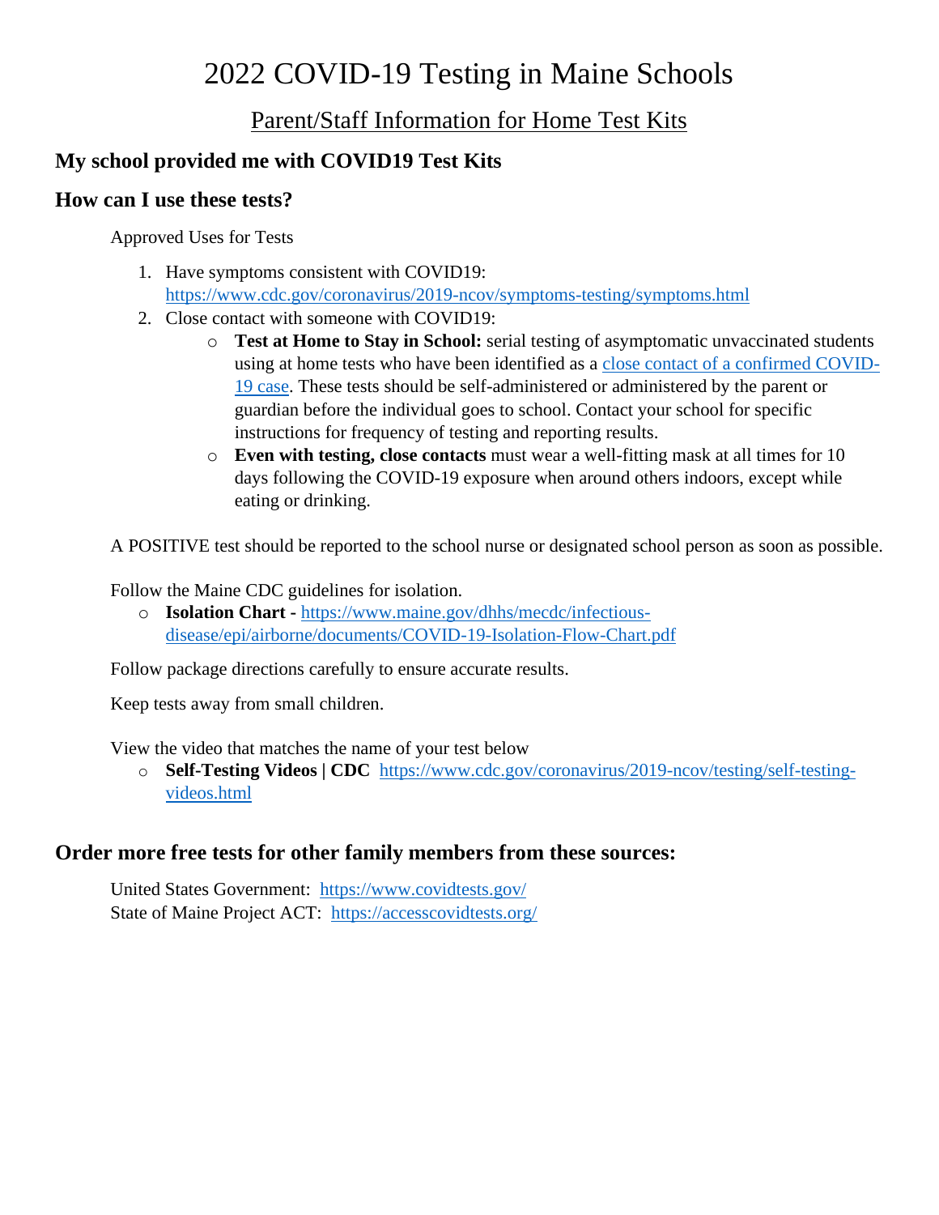# 2022 COVID-19 Testing in Maine Schools

## Parent/Staff Information for Home Test Kits

### My school provided me with COVID19 Test Kits

### How can I use these tests?

Approved Uses for Tests

1. Have symptoms consistent with COVID19: https://www.cdc.gov/coronavirus/2019-ncov/symptoms-testing/symptoms.html
2. Close contact with someone with COVID19:
   - **Test at Home to Stay in School:** serial testing of asymptomatic unvaccinated students using at home tests who have been identified as a close contact of a confirmed COVID-19 case. These tests should be self-administered or administered by the parent or guardian before the individual goes to school. Contact your school for specific instructions for frequency of testing and reporting results.
   - **Even with testing, close contacts** must wear a well-fitting mask at all times for 10 days following the COVID-19 exposure when around others indoors, except while eating or drinking.

A POSITIVE test should be reported to the school nurse or designated school person as soon as possible.

Follow the Maine CDC guidelines for isolation.

- **Isolation Chart -** https://www.maine.gov/dhhs/mecdc/infectious-disease/epi/airborne/documents/COVID-19-Isolation-Flow-Chart.pdf

Follow package directions carefully to ensure accurate results.

Keep tests away from small children.

View the video that matches the name of your test below

- **Self-Testing Videos | CDC** https://www.cdc.gov/coronavirus/2019-ncov/testing/self-testing-videos.html

### Order more free tests for other family members from these sources:

United States Government: https://www.covidtests.gov/
State of Maine Project ACT: https://accesscovidtests.org/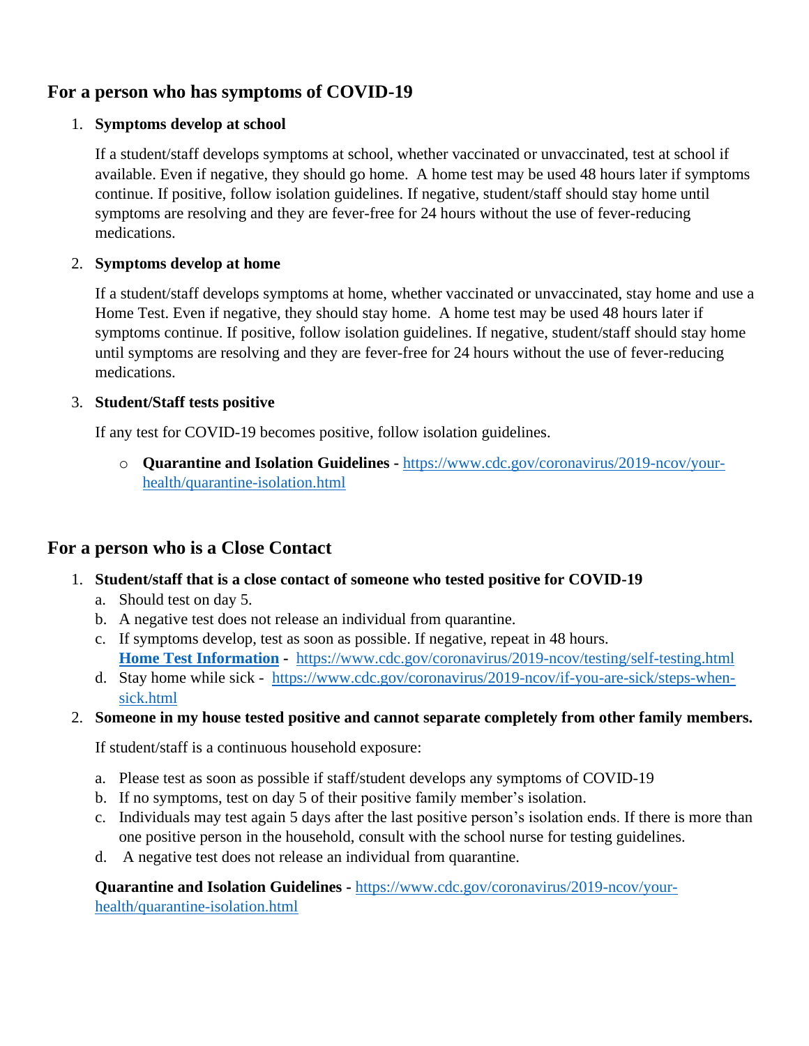## For a person who has symptoms of COVID-19

1. **Symptoms develop at school**

   If a student/staff develops symptoms at school, whether vaccinated or unvaccinated, test at school if available. Even if negative, they should go home. A home test may be used 48 hours later if symptoms continue. If positive, follow isolation guidelines. If negative, student/staff should stay home until symptoms are resolving and they are fever-free for 24 hours without the use of fever-reducing medications.

2. **Symptoms develop at home**

   If a student/staff develops symptoms at home, whether vaccinated or unvaccinated, stay home and use a Home Test. Even if negative, they should stay home. A home test may be used 48 hours later if symptoms continue. If positive, follow isolation guidelines. If negative, student/staff should stay home until symptoms are resolving and they are fever-free for 24 hours without the use of fever-reducing medications.

3. **Student/Staff tests positive**

   If any test for COVID-19 becomes positive, follow isolation guidelines.

   - **Quarantine and Isolation Guidelines -** https://www.cdc.gov/coronavirus/2019-ncov/your-health/quarantine-isolation.html

## For a person who is a Close Contact

1. **Student/staff that is a close contact of someone who tested positive for COVID-19**
   a. Should test on day 5.
   b. A negative test does not release an individual from quarantine.
   c. If symptoms develop, test as soon as possible. If negative, repeat in 48 hours. **Home Test Information -** https://www.cdc.gov/coronavirus/2019-ncov/testing/self-testing.html
   d. Stay home while sick - https://www.cdc.gov/coronavirus/2019-ncov/if-you-are-sick/steps-when-sick.html
2. **Someone in my house tested positive and cannot separate completely from other family members.**

   If student/staff is a continuous household exposure:

   a. Please test as soon as possible if staff/student develops any symptoms of COVID-19
   b. If no symptoms, test on day 5 of their positive family member's isolation.
   c. Individuals may test again 5 days after the last positive person's isolation ends. If there is more than one positive person in the household, consult with the school nurse for testing guidelines.
   d. A negative test does not release an individual from quarantine.

   **Quarantine and Isolation Guidelines -** https://www.cdc.gov/coronavirus/2019-ncov/your-health/quarantine-isolation.html